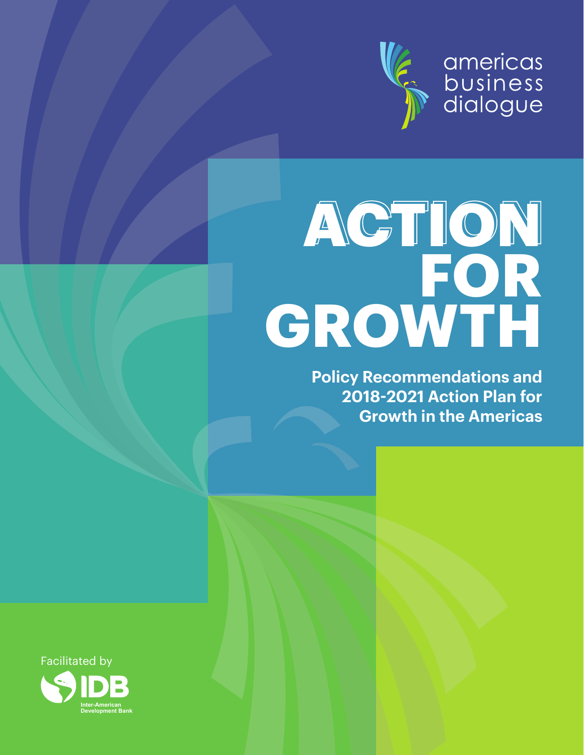americas business dialogue

# ACTION FOR GROWTH

**Policy Recommendations and 2018-2021 Action Plan for Growth in the Americas**

Facilitated by

IDB Inter-American Development Bank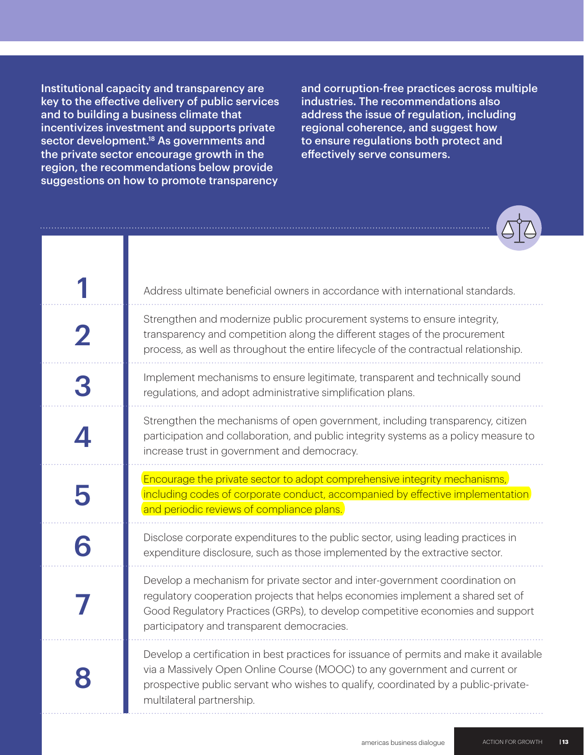**Institutional capacity and transparency are key to the effective delivery of public services and to building a business climate that incentivizes investment and supports private sector development.[18] As governments and the private sector encourage growth in the region, the recommendations below provide suggestions on how to promote transparency and corruption-free practices across multiple industries. The recommendations also address the issue of regulation, including regional coherence, and suggest how to ensure regulations both protect and effectively serve consumers.**

| | |
|---|---|
| **1** | Address ultimate beneficial owners in accordance with international standards. |
| **2** | Strengthen and modernize public procurement systems to ensure integrity, transparency and competition along the different stages of the procurement process, as well as throughout the entire lifecycle of the contractual relationship. |
| **3** | Implement mechanisms to ensure legitimate, transparent and technically sound regulations, and adopt administrative simplification plans. |
| **4** | Strengthen the mechanisms of open government, including transparency, citizen participation and collaboration, and public integrity systems as a policy measure to increase trust in government and democracy. |
| **5** | Encourage the private sector to adopt comprehensive integrity mechanisms, including codes of corporate conduct, accompanied by effective implementation and periodic reviews of compliance plans. |
| **6** | Disclose corporate expenditures to the public sector, using leading practices in expenditure disclosure, such as those implemented by the extractive sector. |
| **7** | Develop a mechanism for private sector and inter-government coordination on regulatory cooperation projects that helps economies implement a shared set of Good Regulatory Practices (GRPs), to develop competitive economies and support participatory and transparent democracies. |
| **8** | Develop a certification in best practices for issuance of permits and make it available via a Massively Open Online Course (MOOC) to any government and current or prospective public servant who wishes to qualify, coordinated by a public-private-multilateral partnership. |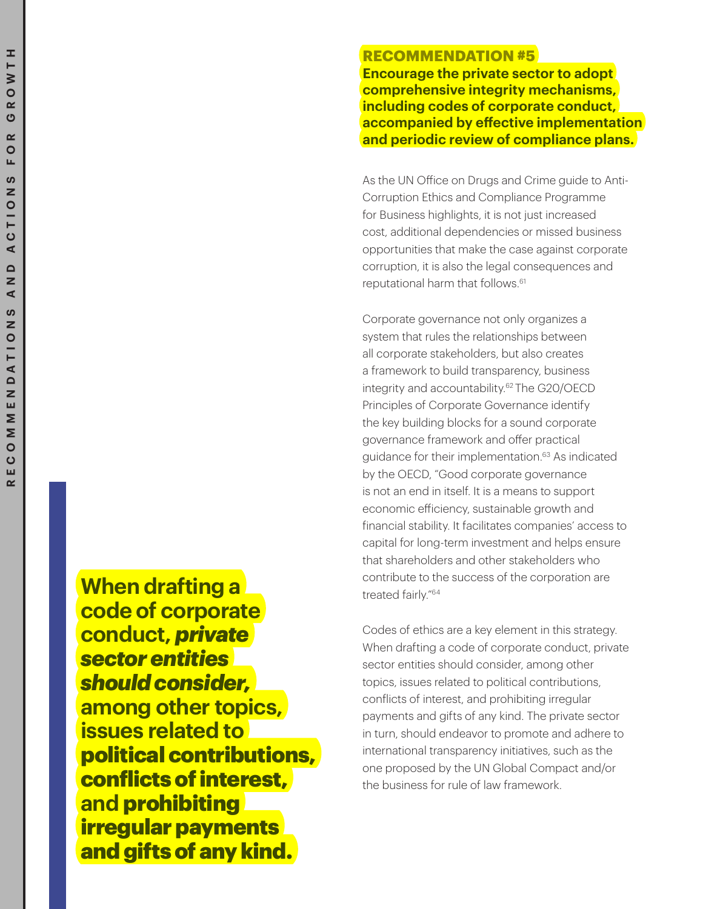## RECOMMENDATION #5

**Encourage the private sector to adopt comprehensive integrity mechanisms, including codes of corporate conduct, accompanied by effective implementation and periodic review of compliance plans.**

As the UN Office on Drugs and Crime guide to Anti-Corruption Ethics and Compliance Programme for Business highlights, it is not just increased cost, additional dependencies or missed business opportunities that make the case against corporate corruption, it is also the legal consequences and reputational harm that follows.[61]

Corporate governance not only organizes a system that rules the relationships between all corporate stakeholders, but also creates a framework to build transparency, business integrity and accountability.[62] The G20/OECD Principles of Corporate Governance identify the key building blocks for a sound corporate governance framework and offer practical guidance for their implementation.[63] As indicated by the OECD, "Good corporate governance is not an end in itself. It is a means to support economic efficiency, sustainable growth and financial stability. It facilitates companies' access to capital for long-term investment and helps ensure that shareholders and other stakeholders who contribute to the success of the corporation are treated fairly."[64]

Codes of ethics are a key element in this strategy. When drafting a code of corporate conduct, private sector entities should consider, among other topics, issues related to political contributions, conflicts of interest, and prohibiting irregular payments and gifts of any kind. The private sector in turn, should endeavor to promote and adhere to international transparency initiatives, such as the one proposed by the UN Global Compact and/or the business for rule of law framework.

> **When drafting a code of corporate conduct, *private sector entities should consider,* among other topics, issues related to political contributions, conflicts of interest, and prohibiting irregular payments and gifts of any kind.**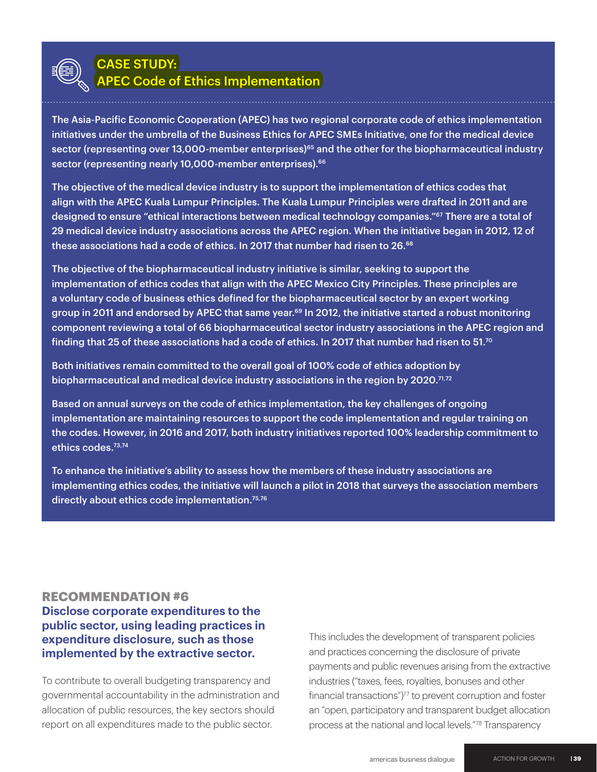## CASE STUDY:
## APEC Code of Ethics Implementation

**The Asia-Pacific Economic Cooperation (APEC) has two regional corporate code of ethics implementation initiatives under the umbrella of the Business Ethics for APEC SMEs Initiative, one for the medical device sector (representing over 13,000-member enterprises)[65] and the other for the biopharmaceutical industry sector (representing nearly 10,000-member enterprises).[66]**

**The objective of the medical device industry is to support the implementation of ethics codes that align with the APEC Kuala Lumpur Principles. The Kuala Lumpur Principles were drafted in 2011 and are designed to ensure "ethical interactions between medical technology companies."[67] There are a total of 29 medical device industry associations across the APEC region. When the initiative began in 2012, 12 of these associations had a code of ethics. In 2017 that number had risen to 26.[68]**

**The objective of the biopharmaceutical industry initiative is similar, seeking to support the implementation of ethics codes that align with the APEC Mexico City Principles. These principles are a voluntary code of business ethics defined for the biopharmaceutical sector by an expert working group in 2011 and endorsed by APEC that same year.[69] In 2012, the initiative started a robust monitoring component reviewing a total of 66 biopharmaceutical sector industry associations in the APEC region and finding that 25 of these associations had a code of ethics. In 2017 that number had risen to 51.[70]**

**Both initiatives remain committed to the overall goal of 100% code of ethics adoption by biopharmaceutical and medical device industry associations in the region by 2020.[71,72]**

**Based on annual surveys on the code of ethics implementation, the key challenges of ongoing implementation are maintaining resources to support the code implementation and regular training on the codes. However, in 2016 and 2017, both industry initiatives reported 100% leadership commitment to ethics codes.[73,74]**

**To enhance the initiative's ability to assess how the members of these industry associations are implementing ethics codes, the initiative will launch a pilot in 2018 that surveys the association members directly about ethics code implementation.[75,76]**

## RECOMMENDATION #6

### Disclose corporate expenditures to the public sector, using leading practices in expenditure disclosure, such as those implemented by the extractive sector.

To contribute to overall budgeting transparency and governmental accountability in the administration and allocation of public resources, the key sectors should report on all expenditures made to the public sector. This includes the development of transparent policies and practices concerning the disclosure of private payments and public revenues arising from the extractive industries ("taxes, fees, royalties, bonuses and other financial transactions")[77] to prevent corruption and foster an "open, participatory and transparent budget allocation process at the national and local levels."[78] Transparency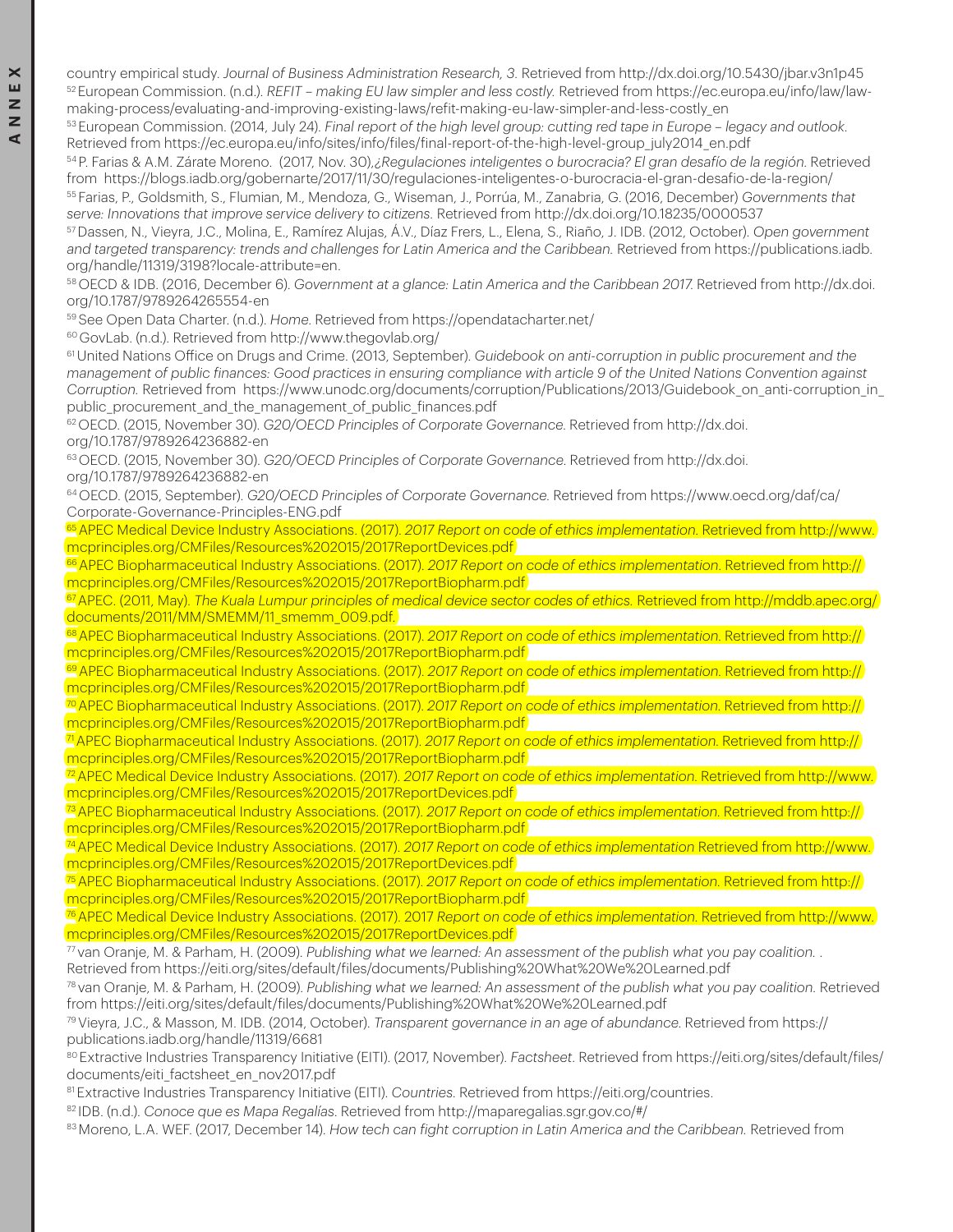country empirical study. *Journal of Business Administration Research, 3.* Retrieved from http://dx.doi.org/10.5430/jbar.v3n1p45

[52] European Commission. (n.d.). *REFIT – making EU law simpler and less costly.* Retrieved from https://ec.europa.eu/info/law/law-making-process/evaluating-and-improving-existing-laws/refit-making-eu-law-simpler-and-less-costly_en

[53] European Commission. (2014, July 24). *Final report of the high level group: cutting red tape in Europe – legacy and outlook.* Retrieved from https://ec.europa.eu/info/sites/info/files/final-report-of-the-high-level-group_july2014_en.pdf

[54] P. Farias & A.M. Zárate Moreno. (2017, Nov. 30),*¿Regulaciones inteligentes o burocracia? El gran desafío de la región.* Retrieved from https://blogs.iadb.org/gobernarte/2017/11/30/regulaciones-inteligentes-o-burocracia-el-gran-desafio-de-la-region/

[55] Farias, P., Goldsmith, S., Flumian, M., Mendoza, G., Wiseman, J., Porrúa, M., Zanabria, G. (2016, December) *Governments that serve: Innovations that improve service delivery to citizens.* Retrieved from http://dx.doi.org/10.18235/0000537

[57] Dassen, N., Vieyra, J.C., Molina, E., Ramírez Alujas, Á.V., Díaz Frers, L., Elena, S., Riaño, J. IDB. (2012, October). *Open government and targeted transparency: trends and challenges for Latin America and the Caribbean.* Retrieved from https://publications.iadb.org/handle/11319/3198?locale-attribute=en.

[58] OECD & IDB. (2016, December 6). *Government at a glance: Latin America and the Caribbean 2017.* Retrieved from http://dx.doi.org/10.1787/9789264265554-en

[59] See Open Data Charter. (n.d.). *Home.* Retrieved from https://opendatacharter.net/

[60] GovLab. (n.d.). Retrieved from http://www.thegovlab.org/

[61] United Nations Office on Drugs and Crime. (2013, September). *Guidebook on anti-corruption in public procurement and the management of public finances: Good practices in ensuring compliance with article 9 of the United Nations Convention against Corruption.* Retrieved from https://www.unodc.org/documents/corruption/Publications/2013/Guidebook_on_anti-corruption_in_public_procurement_and_the_management_of_public_finances.pdf

[62] OECD. (2015, November 30). *G20/OECD Principles of Corporate Governance.* Retrieved from http://dx.doi.org/10.1787/9789264236882-en

[63] OECD. (2015, November 30). *G20/OECD Principles of Corporate Governance.* Retrieved from http://dx.doi.org/10.1787/9789264236882-en

[64] OECD. (2015, September). *G20/OECD Principles of Corporate Governance.* Retrieved from https://www.oecd.org/daf/ca/Corporate-Governance-Principles-ENG.pdf

[65] APEC Medical Device Industry Associations. (2017). *2017 Report on code of ethics implementation.* Retrieved from http://www.mcprinciples.org/CMFiles/Resources%202015/2017ReportDevices.pdf

[66] APEC Biopharmaceutical Industry Associations. (2017). *2017 Report on code of ethics implementation.* Retrieved from http://mcprinciples.org/CMFiles/Resources%202015/2017ReportBiopharm.pdf

[67] APEC. (2011, May). *The Kuala Lumpur principles of medical device sector codes of ethics.* Retrieved from http://mddb.apec.org/documents/2011/MM/SMEMM/11_smemm_009.pdf.

[68] APEC Biopharmaceutical Industry Associations. (2017). *2017 Report on code of ethics implementation.* Retrieved from http://mcprinciples.org/CMFiles/Resources%202015/2017ReportBiopharm.pdf

[69] APEC Biopharmaceutical Industry Associations. (2017). *2017 Report on code of ethics implementation.* Retrieved from http://mcprinciples.org/CMFiles/Resources%202015/2017ReportBiopharm.pdf

[70] APEC Biopharmaceutical Industry Associations. (2017). *2017 Report on code of ethics implementation.* Retrieved from http://mcprinciples.org/CMFiles/Resources%202015/2017ReportBiopharm.pdf

[71] APEC Biopharmaceutical Industry Associations. (2017). *2017 Report on code of ethics implementation.* Retrieved from http://mcprinciples.org/CMFiles/Resources%202015/2017ReportBiopharm.pdf

[72] APEC Medical Device Industry Associations. (2017). *2017 Report on code of ethics implementation.* Retrieved from http://www.mcprinciples.org/CMFiles/Resources%202015/2017ReportDevices.pdf

[73] APEC Biopharmaceutical Industry Associations. (2017). *2017 Report on code of ethics implementation.* Retrieved from http://mcprinciples.org/CMFiles/Resources%202015/2017ReportBiopharm.pdf

[74] APEC Medical Device Industry Associations. (2017). *2017 Report on code of ethics implementation* Retrieved from http://www.mcprinciples.org/CMFiles/Resources%202015/2017ReportDevices.pdf

[75] APEC Biopharmaceutical Industry Associations. (2017). *2017 Report on code of ethics implementation.* Retrieved from http://mcprinciples.org/CMFiles/Resources%202015/2017ReportBiopharm.pdf

[76] APEC Medical Device Industry Associations. (2017). 2017 *Report on code of ethics implementation.* Retrieved from http://www.mcprinciples.org/CMFiles/Resources%202015/2017ReportDevices.pdf

[77] van Oranje, M. & Parham, H. (2009). *Publishing what we learned: An assessment of the publish what you pay coalition.* . Retrieved from https://eiti.org/sites/default/files/documents/Publishing%20What%20We%20Learned.pdf

[78] van Oranje, M. & Parham, H. (2009). *Publishing what we learned: An assessment of the publish what you pay coalition.* Retrieved from https://eiti.org/sites/default/files/documents/Publishing%20What%20We%20Learned.pdf

[79] Vieyra, J.C., & Masson, M. IDB. (2014, October). *Transparent governance in an age of abundance.* Retrieved from https://publications.iadb.org/handle/11319/6681

[80] Extractive Industries Transparency Initiative (EITI). (2017, November). *Factsheet*. Retrieved from https://eiti.org/sites/default/files/documents/eiti_factsheet_en_nov2017.pdf

[81] Extractive Industries Transparency Initiative (EITI). *Countries.* Retrieved from https://eiti.org/countries.

[82] IDB. (n.d.). *Conoce que es Mapa Regalías.* Retrieved from http://maparegalias.sgr.gov.co/#/

[83] Moreno, L.A. WEF. (2017, December 14). *How tech can fight corruption in Latin America and the Caribbean.* Retrieved from